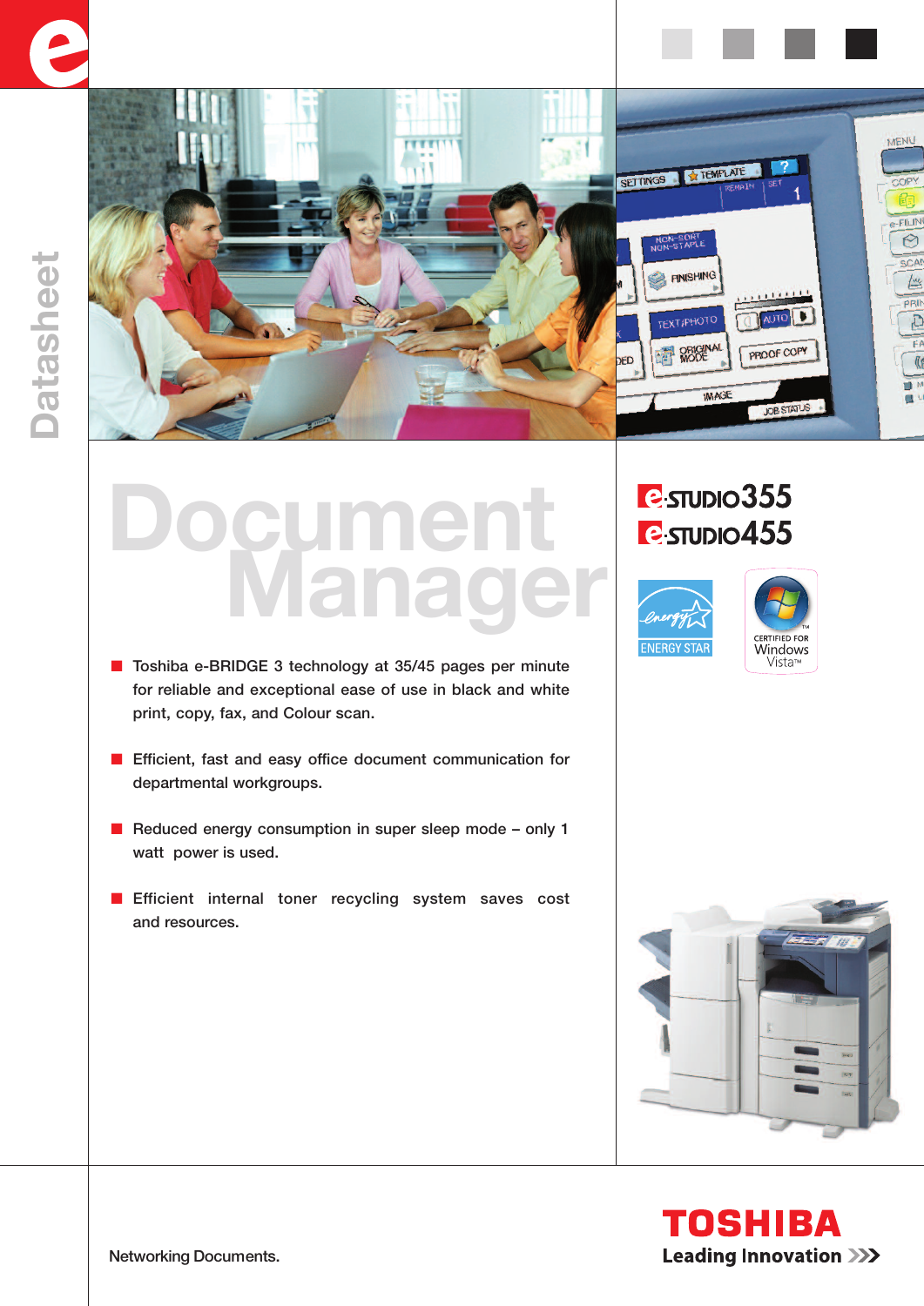Datasheet

# Document Manager

e-STUDIO355
e-STUDIO455

ENERGY STAR

CERTIFIED FOR Windows Vista™

- Toshiba e-BRIDGE 3 technology at 35/45 pages per minute for reliable and exceptional ease of use in black and white print, copy, fax, and Colour scan.
- Efficient, fast and easy office document communication for departmental workgroups.
- Reduced energy consumption in super sleep mode – only 1 watt power is used.
- Efficient internal toner recycling system saves cost and resources.

Networking Documents.

TOSHIBA
Leading Innovation >>>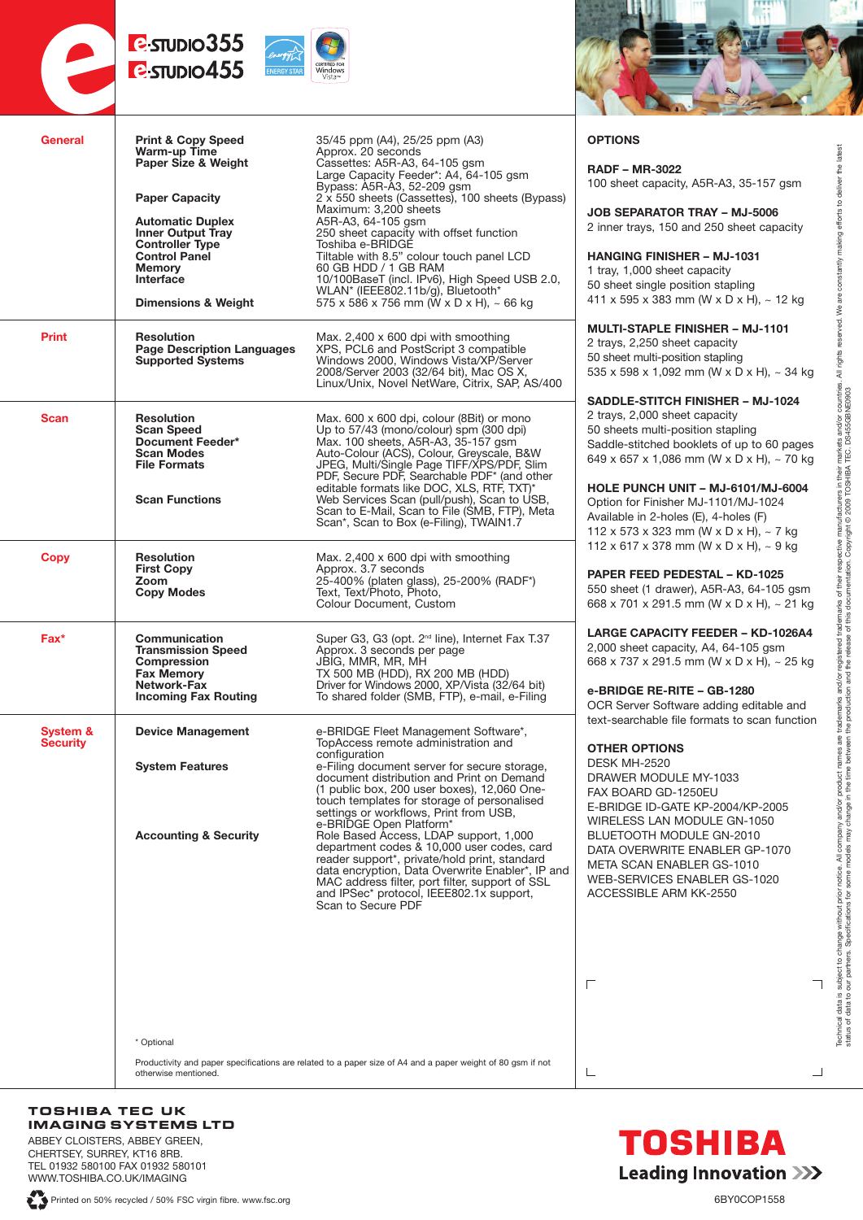# e-STUDIO355
# e-STUDIO455

| | | |
|---|---|---|
| **General** | **Print & Copy Speed** | 35/45 ppm (A4), 25/25 ppm (A3) |
| | **Warm-up Time** | Approx. 20 seconds |
| | **Paper Size & Weight** | Cassettes: A5R-A3, 64-105 gsm<br>Large Capacity Feeder*: A4, 64-105 gsm<br>Bypass: A5R-A3, 52-209 gsm |
| | **Paper Capacity** | 2 x 550 sheets (Cassettes), 100 sheets (Bypass)<br>Maximum: 3,200 sheets |
| | **Automatic Duplex** | A5R-A3, 64-105 gsm |
| | **Inner Output Tray** | 250 sheet capacity with offset function |
| | **Controller Type** | Toshiba e-BRIDGE |
| | **Control Panel** | Tiltable with 8.5" colour touch panel LCD |
| | **Memory** | 60 GB HDD / 1 GB RAM |
| | **Interface** | 10/100BaseT (incl. IPv6), High Speed USB 2.0, WLAN* (IEEE802.11b/g), Bluetooth* |
| | **Dimensions & Weight** | 575 x 586 x 756 mm (W x D x H), ~ 66 kg |
| **Print** | **Resolution** | Max. 2,400 x 600 dpi with smoothing |
| | **Page Description Languages** | XPS, PCL6 and PostScript 3 compatible |
| | **Supported Systems** | Windows 2000, Windows Vista/XP/Server 2008/Server 2003 (32/64 bit), Mac OS X, Linux/Unix, Novel NetWare, Citrix, SAP, AS/400 |
| **Scan** | **Resolution** | Max. 600 x 600 dpi, colour (8Bit) or mono |
| | **Scan Speed** | Up to 57/43 (mono/colour) spm (300 dpi) |
| | **Document Feeder*** | Max. 100 sheets, A5R-A3, 35-157 gsm |
| | **Scan Modes** | Auto-Colour (ACS), Colour, Greyscale, B&W |
| | **File Formats** | JPEG, Multi/Single Page TIFF/XPS/PDF, Slim PDF, Secure PDF, Searchable PDF* (and other editable formats like DOC, XLS, RTF, TXT)* |
| | **Scan Functions** | Web Services Scan (pull/push), Scan to USB, Scan to E-Mail, Scan to File (SMB, FTP), Meta Scan*, Scan to Box (e-Filing), TWAIN1.7 |
| **Copy** | **Resolution** | Max. 2,400 x 600 dpi with smoothing |
| | **First Copy** | Approx. 3.7 seconds |
| | **Zoom** | 25-400% (platen glass), 25-200% (RADF*) |
| | **Copy Modes** | Text, Text/Photo, Photo, Colour Document, Custom |
| **Fax*** | **Communication** | Super G3, G3 (opt. 2nd line), Internet Fax T.37 |
| | **Transmission Speed** | Approx. 3 seconds per page |
| | **Compression** | JBIG, MMR, MR, MH |
| | **Fax Memory** | TX 500 MB (HDD), RX 200 MB (HDD) |
| | **Network-Fax** | Driver for Windows 2000, XP/Vista (32/64 bit) |
| | **Incoming Fax Routing** | To shared folder (SMB, FTP), e-mail, e-Filing |
| **System & Security** | **Device Management** | e-BRIDGE Fleet Management Software*, TopAccess remote administration and configuration |
| | **System Features** | e-Filing document server for secure storage, document distribution and Print on Demand (1 public box, 200 user boxes), 12,060 One-touch templates for storage of personalised settings or workflows, Print from USB, e-BRIDGE Open Platform* |
| | **Accounting & Security** | Role Based Access, LDAP support, 1,000 department codes & 10,000 user codes, card reader support*, private/hold print, standard data encryption, Data Overwrite Enabler*, IP and MAC address filter, port filter, support of SSL and IPSec* protocol, IEEE802.1x support, Scan to Secure PDF |

\* Optional

Productivity and paper specifications are related to a paper size of A4 and a paper weight of 80 gsm if not otherwise mentioned.

## OPTIONS

**RADF – MR-3022**
100 sheet capacity, A5R-A3, 35-157 gsm

**JOB SEPARATOR TRAY – MJ-5006**
2 inner trays, 150 and 250 sheet capacity

**HANGING FINISHER – MJ-1031**
1 tray, 1,000 sheet capacity
50 sheet single position stapling
411 x 595 x 383 mm (W x D x H), ~ 12 kg

**MULTI-STAPLE FINISHER – MJ-1101**
2 trays, 2,250 sheet capacity
50 sheet multi-position stapling
535 x 598 x 1,092 mm (W x D x H), ~ 34 kg

**SADDLE-STITCH FINISHER – MJ-1024**
2 trays, 2,000 sheet capacity
50 sheets multi-position stapling
Saddle-stitched booklets of up to 60 pages
649 x 657 x 1,086 mm (W x D x H), ~ 70 kg

**HOLE PUNCH UNIT – MJ-6101/MJ-6004**
Option for Finisher MJ-1101/MJ-1024
Available in 2-holes (E), 4-holes (F)
112 x 573 x 323 mm (W x D x H), ~ 7 kg
112 x 617 x 378 mm (W x D x H), ~ 9 kg

**PAPER FEED PEDESTAL – KD-1025**
550 sheet (1 drawer), A5R-A3, 64-105 gsm
668 x 701 x 291.5 mm (W x D x H), ~ 21 kg

**LARGE CAPACITY FEEDER – KD-1026A4**
2,000 sheet capacity, A4, 64-105 gsm
668 x 737 x 291.5 mm (W x D x H), ~ 25 kg

**e-BRIDGE RE-RITE – GB-1280**
OCR Server Software adding editable and text-searchable file formats to scan function

**OTHER OPTIONS**
DESK MH-2520
DRAWER MODULE MY-1033
FAX BOARD GD-1250EU
E-BRIDGE ID-GATE KP-2004/KP-2005
WIRELESS LAN MODULE GN-1050
BLUETOOTH MODULE GN-2010
DATA OVERWRITE ENABLER GP-1070
META SCAN ENABLER GS-1010
WEB-SERVICES ENABLER GS-1020
ACCESSIBLE ARM KK-2550

Technical data is subject to change without prior notice. All company and/or product names are trademarks and/or registered trademarks of their respective manufacturers in their markets and/or countries. All rights reserved. We are constantly making efforts to deliver the latest status of data to our partners. Specifications for some models may change in the time between the production and the release of this documentation. Copyright © 2009 TOSHIBA TEC. DS455GBNE0903

**TOSHIBA TEC UK IMAGING SYSTEMS LTD**
ABBEY CLOISTERS, ABBEY GREEN,
CHERTSEY, SURREY, KT16 8RB.
TEL 01932 580100 FAX 01932 580101
WWW.TOSHIBA.CO.UK/IMAGING

Printed on 50% recycled / 50% FSC virgin fibre. www.fsc.org

**TOSHIBA**
Leading Innovation >>>

6BY0COP1558